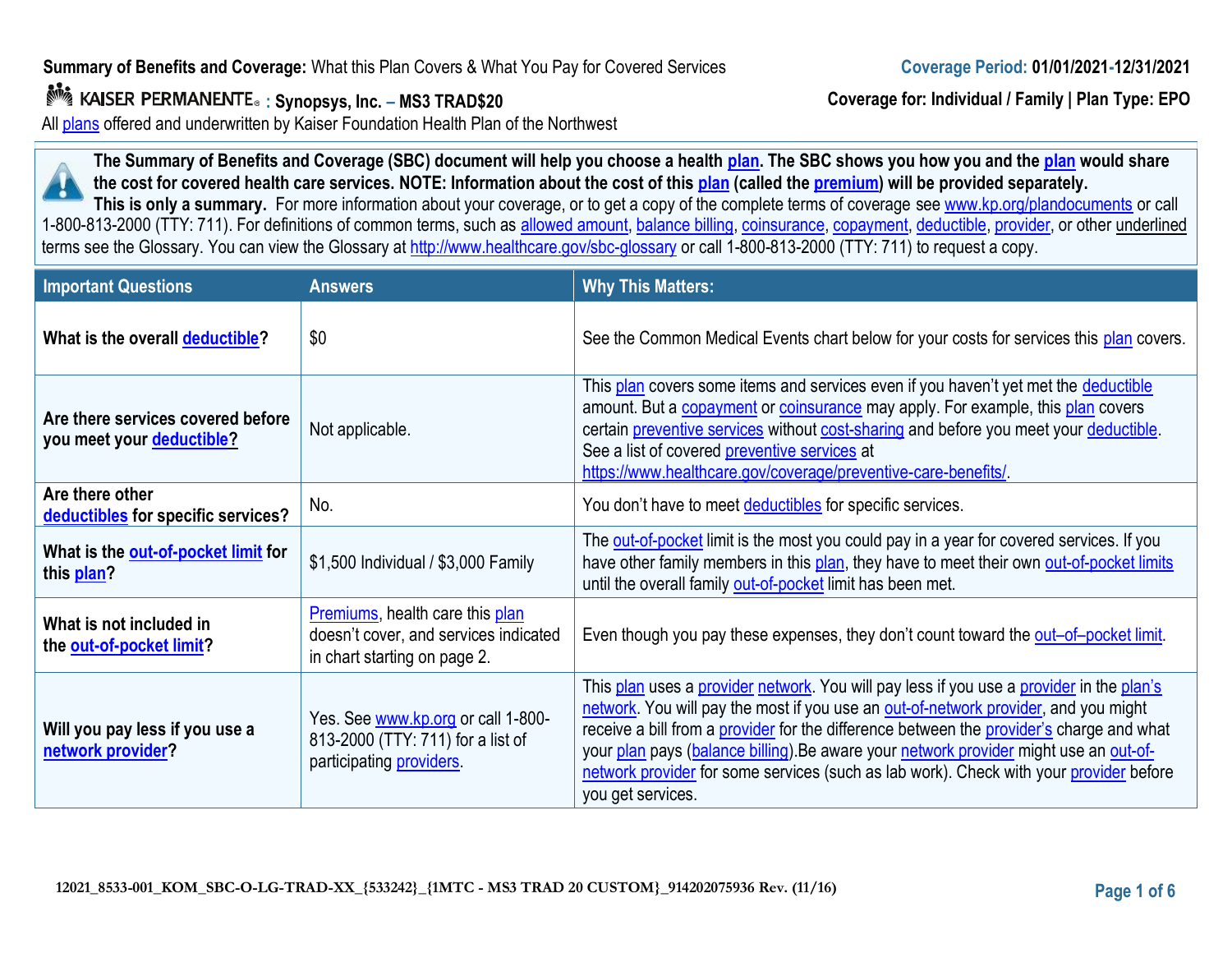**Summary of Benefits and Coverage:** What this Plan Covers & What You Pay for Covered Services

**Coverage Period: 01/01/2021-12/31/2021**

KAISER PERMANENTE **: Synopsys, Inc. – MS3 TRAD$20**

**Coverage for: Individual / Family | Plan Type: EPO**

All plans offered and underwritten by Kaiser Foundation Health Plan of the Northwest

**The Summary of Benefits and Coverage (SBC) document will help you choose a health plan. The SBC shows you how you and the plan would share the cost for covered health care services. NOTE: Information about the cost of this plan (called the premium) will be provided separately.**
**This is only a summary.** For more information about your coverage, or to get a copy of the complete terms of coverage see www.kp.org/plandocuments or call 1-800-813-2000 (TTY: 711). For definitions of common terms, such as allowed amount, balance billing, coinsurance, copayment, deductible, provider, or other underlined terms see the Glossary. You can view the Glossary at http://www.healthcare.gov/sbc-glossary or call 1-800-813-2000 (TTY: 711) to request a copy.

| Important Questions | Answers | Why This Matters: |
|---|---|---|
| **What is the overall deductible?** | $0 | See the Common Medical Events chart below for your costs for services this plan covers. |
| **Are there services covered before you meet your deductible?** | Not applicable. | This plan covers some items and services even if you haven't yet met the deductible amount. But a copayment or coinsurance may apply. For example, this plan covers certain preventive services without cost-sharing and before you meet your deductible. See a list of covered preventive services at https://www.healthcare.gov/coverage/preventive-care-benefits/. |
| **Are there other deductibles for specific services?** | No. | You don't have to meet deductibles for specific services. |
| **What is the out-of-pocket limit for this plan?** | $1,500 Individual / $3,000 Family | The out-of-pocket limit is the most you could pay in a year for covered services. If you have other family members in this plan, they have to meet their own out-of-pocket limits until the overall family out-of-pocket limit has been met. |
| **What is not included in the out-of-pocket limit?** | Premiums, health care this plan doesn't cover, and services indicated in chart starting on page 2. | Even though you pay these expenses, they don't count toward the out–of–pocket limit. |
| **Will you pay less if you use a network provider?** | Yes. See www.kp.org or call 1-800-813-2000 (TTY: 711) for a list of participating providers. | This plan uses a provider network. You will pay less if you use a provider in the plan's network. You will pay the most if you use an out-of-network provider, and you might receive a bill from a provider for the difference between the provider's charge and what your plan pays (balance billing).Be aware your network provider might use an out-of-network provider for some services (such as lab work). Check with your provider before you get services. |

12021_8533-001_KOM_SBC-O-LG-TRAD-XX_{533242}_{1MTC - MS3 TRAD 20 CUSTOM}_914202075936 Rev. (11/16)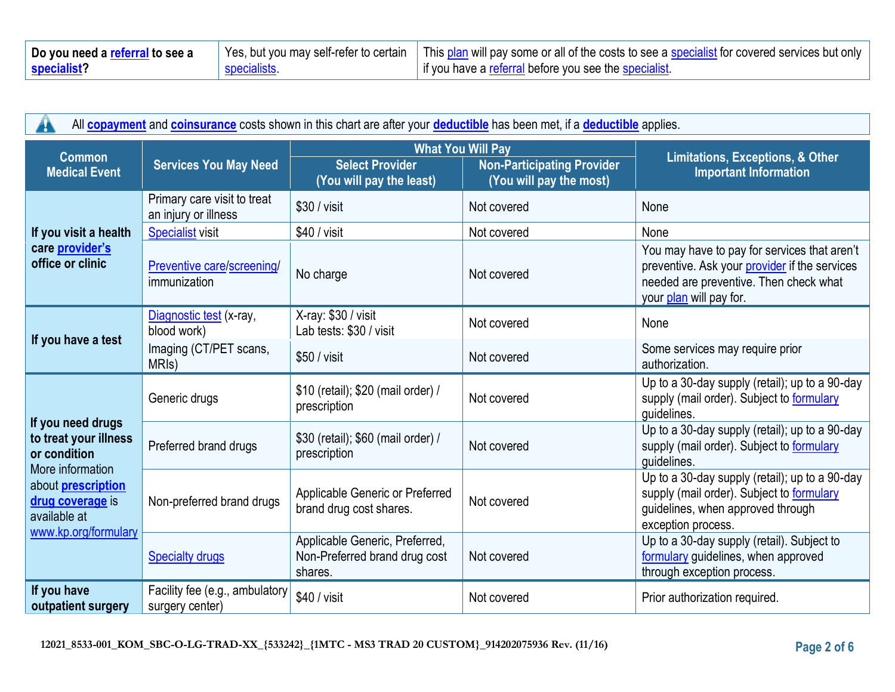| Do you need a referral to see a specialist? | Yes, but you may self-refer to certain specialists. | This plan will pay some or all of the costs to see a specialist for covered services but only if you have a referral before you see the specialist. |
|---|---|---|

All copayment and coinsurance costs shown in this chart are after your deductible has been met, if a deductible applies.

| Common Medical Event | Services You May Need | What You Will Pay | | Limitations, Exceptions, & Other Important Information |
|---|---|---|---|---|
| | | Select Provider (You will pay the least) | Non-Participating Provider (You will pay the most) | |
| If you visit a health care provider's office or clinic | Primary care visit to treat an injury or illness | $30 / visit | Not covered | None |
| | Specialist visit | $40 / visit | Not covered | None |
| | Preventive care/screening/ immunization | No charge | Not covered | You may have to pay for services that aren't preventive. Ask your provider if the services needed are preventive. Then check what your plan will pay for. |
| If you have a test | Diagnostic test (x-ray, blood work) | X-ray: $30 / visit<br>Lab tests: $30 / visit | Not covered | None |
| | Imaging (CT/PET scans, MRIs) | $50 / visit | Not covered | Some services may require prior authorization. |
| If you need drugs to treat your illness or condition<br>More information about prescription drug coverage is available at www.kp.org/formulary | Generic drugs | $10 (retail); $20 (mail order) / prescription | Not covered | Up to a 30-day supply (retail); up to a 90-day supply (mail order). Subject to formulary guidelines. |
| | Preferred brand drugs | $30 (retail); $60 (mail order) / prescription | Not covered | Up to a 30-day supply (retail); up to a 90-day supply (mail order). Subject to formulary guidelines. |
| | Non-preferred brand drugs | Applicable Generic or Preferred brand drug cost shares. | Not covered | Up to a 30-day supply (retail); up to a 90-day supply (mail order). Subject to formulary guidelines, when approved through exception process. |
| | Specialty drugs | Applicable Generic, Preferred, Non-Preferred brand drug cost shares. | Not covered | Up to a 30-day supply (retail). Subject to formulary guidelines, when approved through exception process. |
| If you have outpatient surgery | Facility fee (e.g., ambulatory surgery center) | $40 / visit | Not covered | Prior authorization required. |

12021_8533-001_KOM_SBC-O-LG-TRAD-XX_{533242}_{1MTC - MS3 TRAD 20 CUSTOM}_914202075936 Rev. (11/16)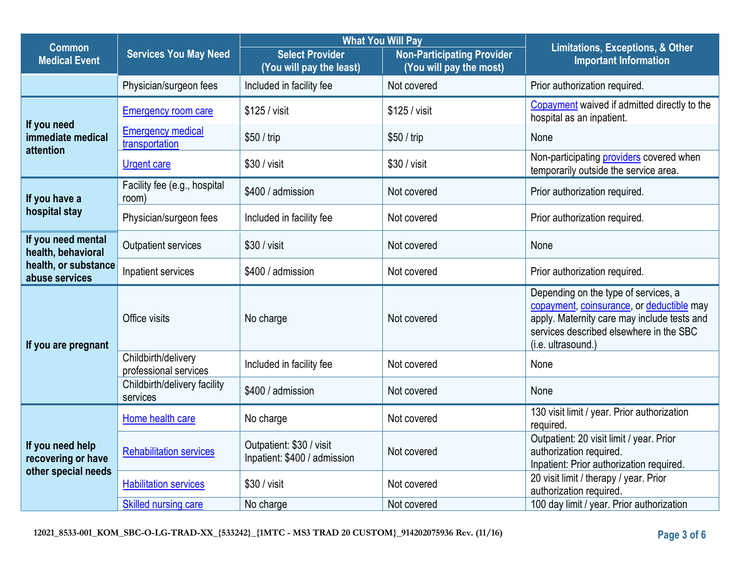| Common Medical Event | Services You May Need | What You Will Pay | | Limitations, Exceptions, & Other Important Information |
|---|---|---|---|---|
| | | Select Provider (You will pay the least) | Non-Participating Provider (You will pay the most) | |
| | Physician/surgeon fees | Included in facility fee | Not covered | Prior authorization required. |
| If you need immediate medical attention | Emergency room care | $125 / visit | $125 / visit | Copayment waived if admitted directly to the hospital as an inpatient. |
| | Emergency medical transportation | $50 / trip | $50 / trip | None |
| | Urgent care | $30 / visit | $30 / visit | Non-participating providers covered when temporarily outside the service area. |
| If you have a hospital stay | Facility fee (e.g., hospital room) | $400 / admission | Not covered | Prior authorization required. |
| | Physician/surgeon fees | Included in facility fee | Not covered | Prior authorization required. |
| If you need mental health, behavioral health, or substance abuse services | Outpatient services | $30 / visit | Not covered | None |
| | Inpatient services | $400 / admission | Not covered | Prior authorization required. |
| If you are pregnant | Office visits | No charge | Not covered | Depending on the type of services, a copayment, coinsurance, or deductible may apply. Maternity care may include tests and services described elsewhere in the SBC (i.e. ultrasound.) |
| | Childbirth/delivery professional services | Included in facility fee | Not covered | None |
| | Childbirth/delivery facility services | $400 / admission | Not covered | None |
| If you need help recovering or have other special needs | Home health care | No charge | Not covered | 130 visit limit / year. Prior authorization required. |
| | Rehabilitation services | Outpatient: $30 / visit<br>Inpatient: $400 / admission | Not covered | Outpatient: 20 visit limit / year. Prior authorization required.<br>Inpatient: Prior authorization required. |
| | Habilitation services | $30 / visit | Not covered | 20 visit limit / therapy / year. Prior authorization required. |
| | Skilled nursing care | No charge | Not covered | 100 day limit / year. Prior authorization |

12021_8533-001_KOM_SBC-O-LG-TRAD-XX_{533242}_{1MTC - MS3 TRAD 20 CUSTOM}_914202075936 Rev. (11/16)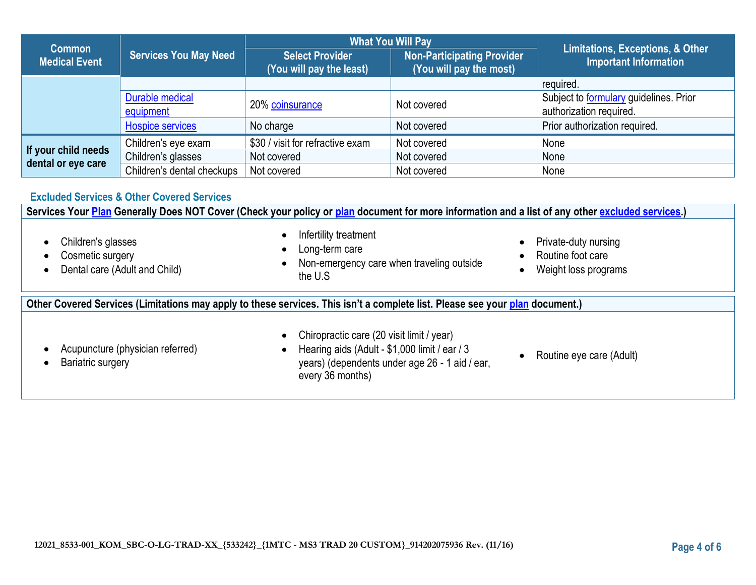| Common Medical Event | Services You May Need | What You Will Pay | | Limitations, Exceptions, & Other Important Information |
|---|---|---|---|---|
| | | Select Provider (You will pay the least) | Non-Participating Provider (You will pay the most) | |
| | | | | required. |
| | Durable medical equipment | 20% coinsurance | Not covered | Subject to formulary guidelines. Prior authorization required. |
| | Hospice services | No charge | Not covered | Prior authorization required. |
| **If your child needs dental or eye care** | Children's eye exam | $30 / visit for refractive exam | Not covered | None |
| | Children's glasses | Not covered | Not covered | None |
| | Children's dental checkups | Not covered | Not covered | None |

## Excluded Services & Other Covered Services

**Services Your Plan Generally Does NOT Cover (Check your policy or plan document for more information and a list of any other excluded services.)**

- Children's glasses
- Cosmetic surgery
- Dental care (Adult and Child)
- Infertility treatment
- Long-term care
- Non-emergency care when traveling outside the U.S
- Private-duty nursing
- Routine foot care
- Weight loss programs

**Other Covered Services (Limitations may apply to these services. This isn't a complete list. Please see your plan document.)**

- Acupuncture (physician referred)
- Bariatric surgery
- Chiropractic care (20 visit limit / year)
- Hearing aids (Adult - $1,000 limit / ear / 3 years) (dependents under age 26 - 1 aid / ear, every 36 months)
- Routine eye care (Adult)

12021_8533-001_KOM_SBC-O-LG-TRAD-XX_{533242}_{1MTC - MS3 TRAD 20 CUSTOM}_914202075936 Rev. (11/16)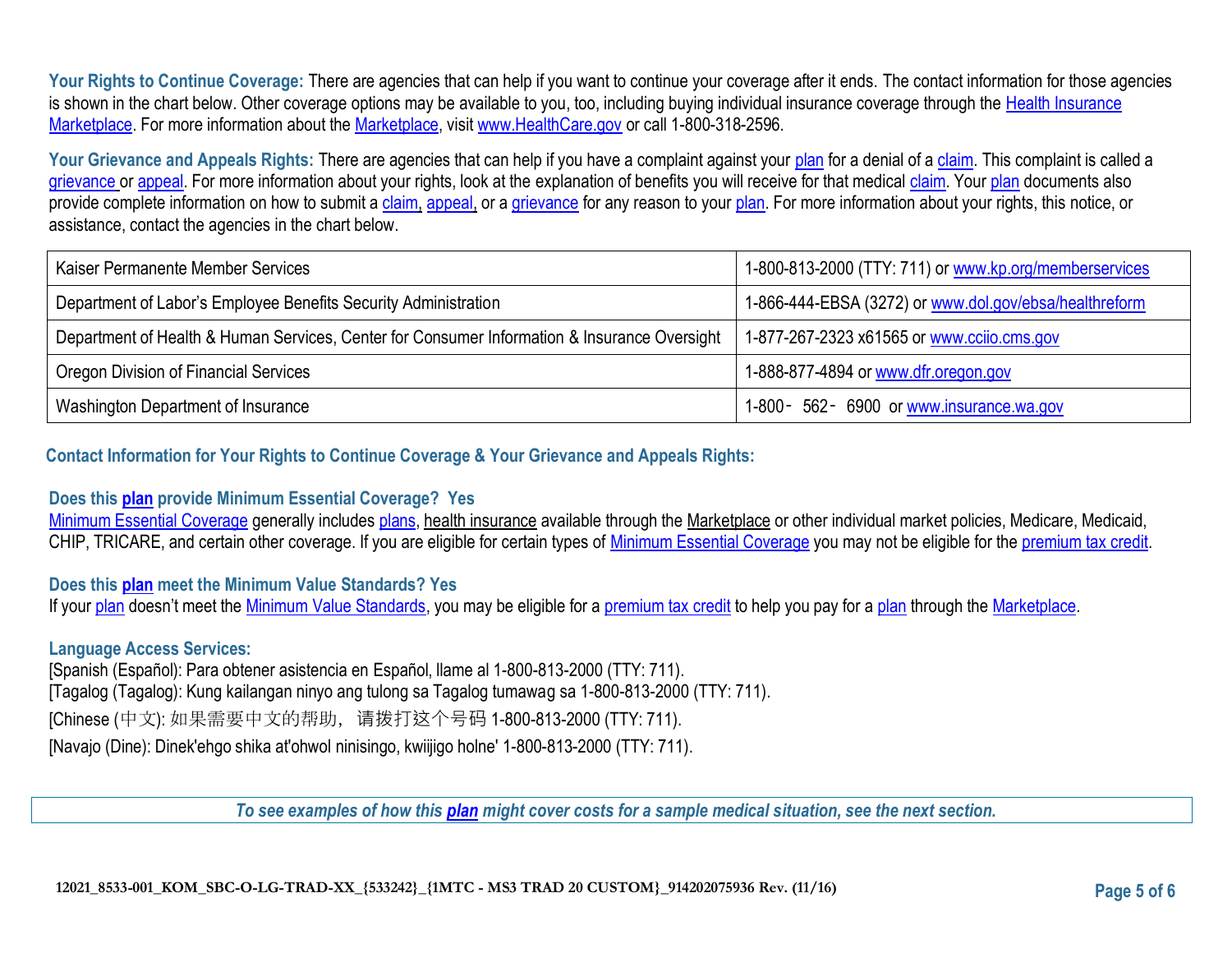**Your Rights to Continue Coverage:** There are agencies that can help if you want to continue your coverage after it ends. The contact information for those agencies is shown in the chart below. Other coverage options may be available to you, too, including buying individual insurance coverage through the Health Insurance Marketplace. For more information about the Marketplace, visit www.HealthCare.gov or call 1-800-318-2596.

**Your Grievance and Appeals Rights:** There are agencies that can help if you have a complaint against your plan for a denial of a claim. This complaint is called a grievance or appeal. For more information about your rights, look at the explanation of benefits you will receive for that medical claim. Your plan documents also provide complete information on how to submit a claim, appeal, or a grievance for any reason to your plan. For more information about your rights, this notice, or assistance, contact the agencies in the chart below.

| Agency | Contact |
|---|---|
| Kaiser Permanente Member Services | 1-800-813-2000 (TTY: 711) or www.kp.org/memberservices |
| Department of Labor's Employee Benefits Security Administration | 1-866-444-EBSA (3272) or www.dol.gov/ebsa/healthreform |
| Department of Health & Human Services, Center for Consumer Information & Insurance Oversight | 1-877-267-2323 x61565 or www.cciio.cms.gov |
| Oregon Division of Financial Services | 1-888-877-4894 or www.dfr.oregon.gov |
| Washington Department of Insurance | 1-800- 562- 6900 or www.insurance.wa.gov |

**Contact Information for Your Rights to Continue Coverage & Your Grievance and Appeals Rights:**

**Does this plan provide Minimum Essential Coverage? Yes**

Minimum Essential Coverage generally includes plans, health insurance available through the Marketplace or other individual market policies, Medicare, Medicaid, CHIP, TRICARE, and certain other coverage. If you are eligible for certain types of Minimum Essential Coverage you may not be eligible for the premium tax credit.

**Does this plan meet the Minimum Value Standards? Yes**

If your plan doesn't meet the Minimum Value Standards, you may be eligible for a premium tax credit to help you pay for a plan through the Marketplace.

**Language Access Services:**

[Spanish (Español): Para obtener asistencia en Español, llame al 1-800-813-2000 (TTY: 711).

[Tagalog (Tagalog): Kung kailangan ninyo ang tulong sa Tagalog tumawag sa 1-800-813-2000 (TTY: 711).

[Chinese (中文): 如果需要中文的帮助， 请拨打这个号码 1-800-813-2000 (TTY: 711).

[Navajo (Dine): Dinek'ehgo shika at'ohwol ninisingo, kwiijigo holne' 1-800-813-2000 (TTY: 711).

***To see examples of how this plan might cover costs for a sample medical situation, see the next section.***

12021_8533-001_KOM_SBC-O-LG-TRAD-XX_{533242}_{1MTC - MS3 TRAD 20 CUSTOM}_914202075936 Rev. (11/16)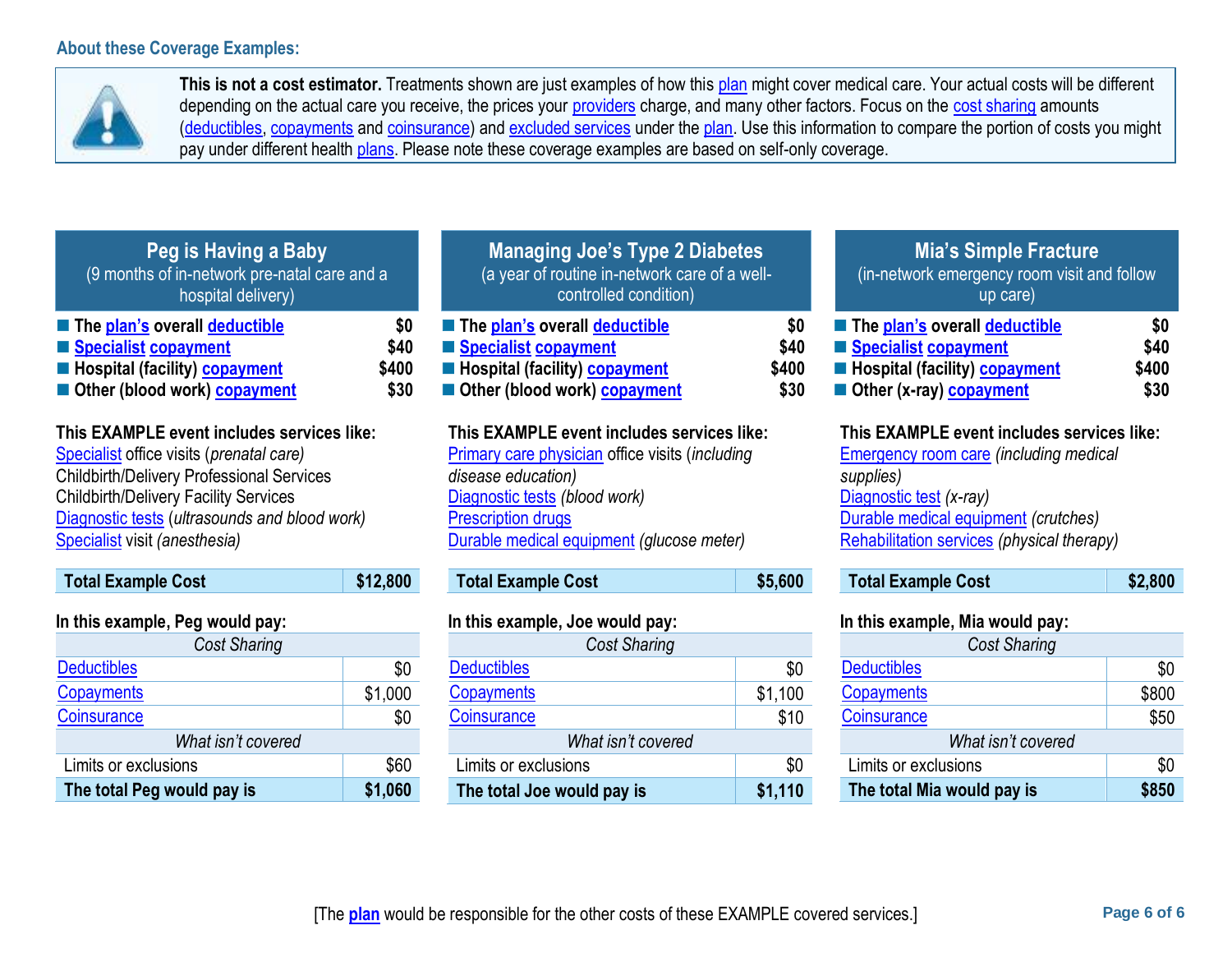### About these Coverage Examples:

**This is not a cost estimator.** Treatments shown are just examples of how this plan might cover medical care. Your actual costs will be different depending on the actual care you receive, the prices your providers charge, and many other factors. Focus on the cost sharing amounts (deductibles, copayments and coinsurance) and excluded services under the plan. Use this information to compare the portion of costs you might pay under different health plans. Please note these coverage examples are based on self-only coverage.

## Peg is Having a Baby

(9 months of in-network pre-natal care and a hospital delivery)

- **The plan's overall deductible** — **$0**
- **Specialist copayment** — **$40**
- **Hospital (facility) copayment** — **$400**
- **Other (blood work) copayment** — **$30**

**This EXAMPLE event includes services like:**
Specialist office visits (*prenatal care)*
Childbirth/Delivery Professional Services
Childbirth/Delivery Facility Services
Diagnostic tests (*ultrasounds and blood work)*
Specialist visit *(anesthesia)*

| **Total Example Cost** | **$12,800** |
|---|---|

**In this example, Peg would pay:**

| *Cost Sharing* | |
|---|---|
| Deductibles | $0 |
| Copayments | $1,000 |
| Coinsurance | $0 |
| *What isn't covered* | |
| Limits or exclusions | $60 |
| **The total Peg would pay is** | **$1,060** |

## Managing Joe's Type 2 Diabetes

(a year of routine in-network care of a well-controlled condition)

- **The plan's overall deductible** — **$0**
- **Specialist copayment** — **$40**
- **Hospital (facility) copayment** — **$400**
- **Other (blood work) copayment** — **$30**

**This EXAMPLE event includes services like:**
Primary care physician office visits (*including disease education)*
Diagnostic tests *(blood work)*
Prescription drugs
Durable medical equipment *(glucose meter)*

| **Total Example Cost** | **$5,600** |
|---|---|

**In this example, Joe would pay:**

| *Cost Sharing* | |
|---|---|
| Deductibles | $0 |
| Copayments | $1,100 |
| Coinsurance | $10 |
| *What isn't covered* | |
| Limits or exclusions | $0 |
| **The total Joe would pay is** | **$1,110** |

## Mia's Simple Fracture

(in-network emergency room visit and follow up care)

- **The plan's overall deductible** — **$0**
- **Specialist copayment** — **$40**
- **Hospital (facility) copayment** — **$400**
- **Other (x-ray) copayment** — **$30**

**This EXAMPLE event includes services like:**
Emergency room care *(including medical supplies)*
Diagnostic test *(x-ray)*
Durable medical equipment *(crutches)*
Rehabilitation services *(physical therapy)*

| **Total Example Cost** | **$2,800** |
|---|---|

**In this example, Mia would pay:**

| *Cost Sharing* | |
|---|---|
| Deductibles | $0 |
| Copayments | $800 |
| Coinsurance | $50 |
| *What isn't covered* | |
| Limits or exclusions | $0 |
| **The total Mia would pay is** | **$850** |

[The **plan** would be responsible for the other costs of these EXAMPLE covered services.]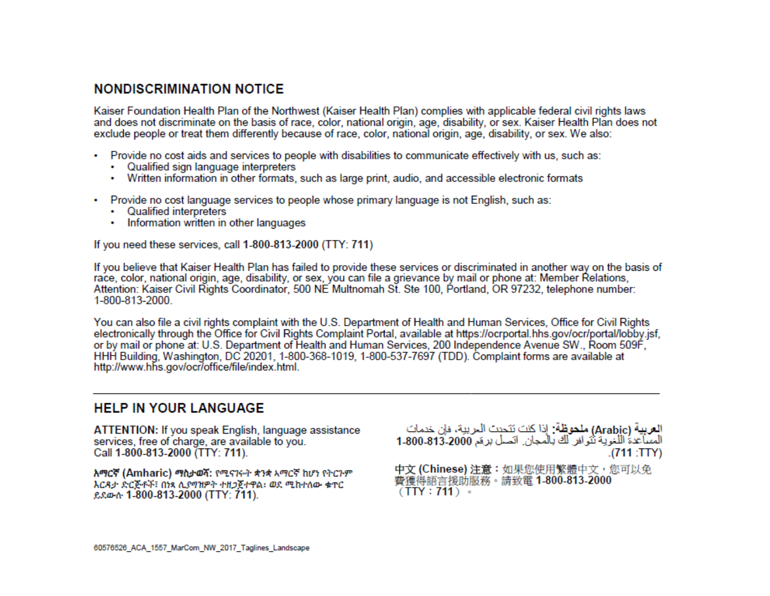## NONDISCRIMINATION NOTICE

Kaiser Foundation Health Plan of the Northwest (Kaiser Health Plan) complies with applicable federal civil rights laws and does not discriminate on the basis of race, color, national origin, age, disability, or sex. Kaiser Health Plan does not exclude people or treat them differently because of race, color, national origin, age, disability, or sex. We also:

- Provide no cost aids and services to people with disabilities to communicate effectively with us, such as:
  - Qualified sign language interpreters
  - Written information in other formats, such as large print, audio, and accessible electronic formats
- Provide no cost language services to people whose primary language is not English, such as:
  - Qualified interpreters
  - Information written in other languages

If you need these services, call **1-800-813-2000** (TTY: **711**)

If you believe that Kaiser Health Plan has failed to provide these services or discriminated in another way on the basis of race, color, national origin, age, disability, or sex, you can file a grievance by mail or phone at: Member Relations, Attention: Kaiser Civil Rights Coordinator, 500 NE Multnomah St. Ste 100, Portland, OR 97232, telephone number: 1-800-813-2000.

You can also file a civil rights complaint with the U.S. Department of Health and Human Services, Office for Civil Rights electronically through the Office for Civil Rights Complaint Portal, available at https://ocrportal.hhs.gov/ocr/portal/lobby.jsf, or by mail or phone at: U.S. Department of Health and Human Services, 200 Independence Avenue SW., Room 509F, HHH Building, Washington, DC 20201, 1-800-368-1019, 1-800-537-7697 (TDD). Complaint forms are available at http://www.hhs.gov/ocr/office/file/index.html.

---

## HELP IN YOUR LANGUAGE

**ATTENTION:** If you speak English, language assistance services, free of charge, are available to you. Call **1-800-813-2000** (TTY: **711**).

**አማርኛ (Amharic) ማስታወሻ:** የሚናገሩት ቋንቋ አማርኛ ከሆነ የትርጉም እርዳታ ድርጅቶች፣ በነጻ ሊያግዝዎት ተዘጋጀተዋል፡ ወደ ሚከተለው ቁጥር ይደውሉ **1-800-813-2000** (TTY: **711**).

**العربية (Arabic) ملحوظة:** إذا كنت تتحدث العربية، فإن خدمات المساعدة اللغوية تتوافر لك بالمجان. اتصل برقم **1-800-813-2000** (TTY: **711**).

**中文 (Chinese) 注意：**如果您使用繁體中文，您可以免費獲得語言援助服務。請致電 **1-800-813-2000**（TTY：**711**）。

60576526_ACA_1557_MarCom_NW_2017_Taglines_Landscape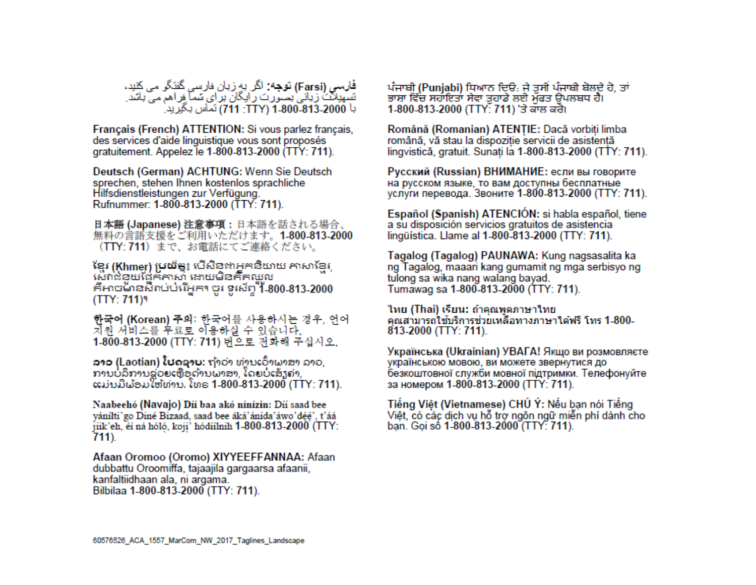فارسی (Farsi) توجه: اگر به زبان فارسی گفتگو می کنید، تسهیلات زبانی بصورت رایگان برای شما فراهم می باشد. با 1-800-813-2000 (TTY: 711) تماس بگیرید.

**Français (French) ATTENTION:** Si vous parlez français, des services d'aide linguistique vous sont proposés gratuitement. Appelez le **1-800-813-2000** (TTY: **711**).

**Deutsch (German) ACHTUNG:** Wenn Sie Deutsch sprechen, stehen Ihnen kostenlos sprachliche Hilfsdienstleistungen zur Verfügung. Rufnummer: **1-800-813-2000** (TTY: **711**).

**日本語 (Japanese) 注意事項：** 日本語を話される場合、無料の言語支援をご利用いただけます。**1-800-813-2000**（TTY: **711**）まで、お電話にてご連絡ください。

**ខ្មែរ (Khmer) ប្រយ័ត្ន៖** បើសិនជាអ្នកនិយាយ ភាសាខ្មែរ, សេវាជំនួយផ្នែកភាសា ដោយមិនគិតឈ្នួល គឺអាចមានសំរាប់បំរើអ្នក។ ចូរ ទូរស័ព្ទ **1-800-813-2000** (TTY: **711**)។

**한국어 (Korean) 주의:** 한국어를 사용하시는 경우, 언어 지원 서비스를 무료로 이용하실 수 있습니다. **1-800-813-2000** (TTY: **711**) 번으로 전화해 주십시오.

**ລາວ (Laotian) ໂປດຊາບ:** ຖ້າວ່າ ທ່ານເວົ້າພາສາ ລາວ, ການບໍລິການຊ່ວຍເຫຼືອດ້ານພາສາ, ໂດຍບໍ່ເສັຽຄ່າ, ແມ່ນມີພ້ອມໃຫ້ທ່ານ. ໂທຣ **1-800-813-2000** (TTY: **711**).

**Naabeehó (Navajo) Díí baa akó nínízin:** Díí saad bee yáníłti'go Diné Bizaad, saad bee áká'ánída'áwo'déé', t'áá jiik'eh, éí ná hóló, koji' hódíílnih **1-800-813-2000** (TTY: **711**).

**Afaan Oromoo (Oromo) XIYYEEFFANNAA:** Afaan dubbattu Oroomiffa, tajaajila gargaarsa afaanii, kanfaltiidhaan ala, ni argama. Bilbilaa **1-800-813-2000** (TTY: **711**).

**ਪੰਜਾਬੀ (Punjabi) ਧਿਆਨ ਦਿਓ:** ਜੇ ਤੁਸੀਂ ਪੰਜਾਬੀ ਬੋਲਦੇ ਹੋ, ਤਾਂ ਭਾਸ਼ਾ ਵਿੱਚ ਸਹਾਇਤਾ ਸੇਵਾ ਤੁਹਾਡੇ ਲਈ ਮੁਫਤ ਉਪਲਬਧ ਹੈ। **1-800-813-2000** (TTY: **711**) 'ਤੇ ਕਾਲ ਕਰੋ।

**Română (Romanian) ATENȚIE:** Dacă vorbiți limba română, vă stau la dispoziție servicii de asistență lingvistică, gratuit. Sunați la **1-800-813-2000** (TTY: **711**).

**Русский (Russian) ВНИМАНИЕ:** если вы говорите на русском языке, то вам доступны бесплатные услуги перевода. Звоните **1-800-813-2000** (TTY: **711**).

**Español (Spanish) ATENCIÓN:** si habla español, tiene a su disposición servicios gratuitos de asistencia lingüística. Llame al **1-800-813-2000** (TTY: **711**).

**Tagalog (Tagalog) PAUNAWA:** Kung nagsasalita ka ng Tagalog, maaari kang gumamit ng mga serbisyo ng tulong sa wika nang walang bayad. Tumawag sa **1-800-813-2000** (TTY: **711**).

**ไทย (Thai) เรียน:** ถ้าคุณพูดภาษาไทย คุณสามารถใช้บริการช่วยเหลือทางภาษาได้ฟรี โทร **1-800-813-2000** (TTY: **711**).

**Українська (Ukrainian) УВАГА!** Якщо ви розмовляєте українською мовою, ви можете звернутися до безкоштовної служби мовної підтримки. Телефонуйте за номером **1-800-813-2000** (TTY: **711**).

**Tiếng Việt (Vietnamese) CHÚ Ý:** Nếu bạn nói Tiếng Việt, có các dịch vụ hỗ trợ ngôn ngữ miễn phí dành cho bạn. Gọi số **1-800-813-2000** (TTY: **711**).

60576526_ACA_1557_MarCom_NW_2017_Taglines_Landscape